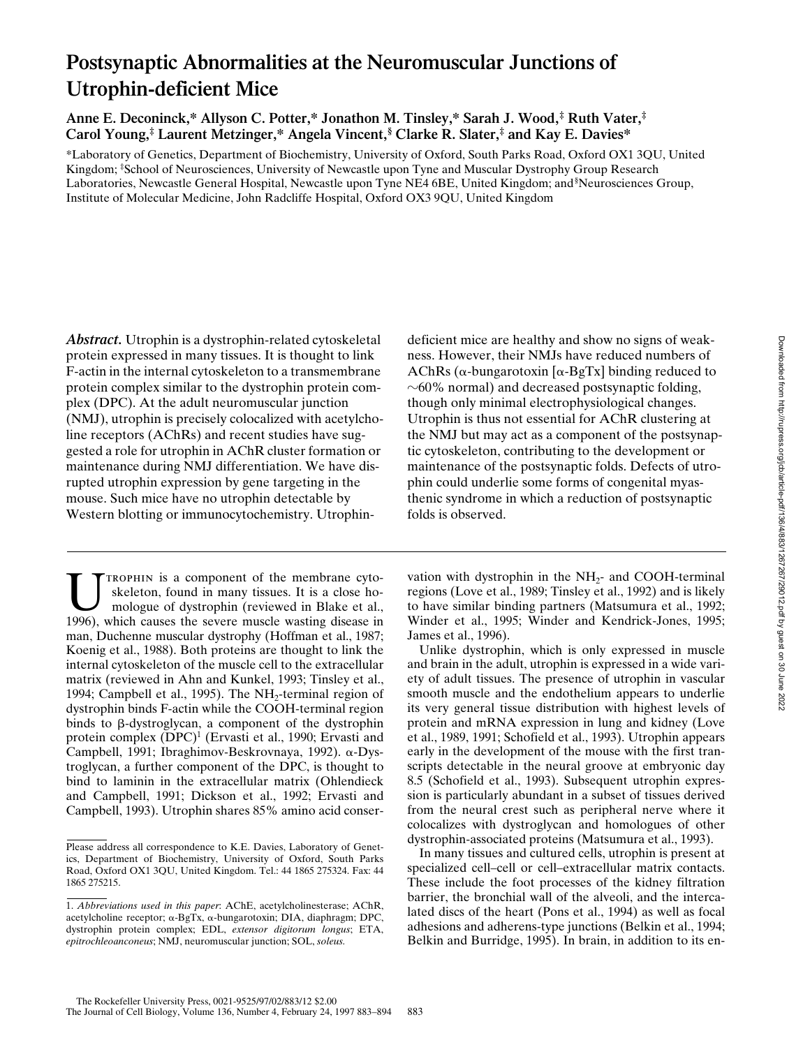# Postsynaptic Abnormalities at the Neuromuscular Junctions of Utrophin-deficient Mice

**Anne E. Deconinck,* Allyson C. Potter,* Jonathon M. Tinsley,* Sarah J. Wood,‡ Ruth Vater,‡ Carol Young,‡ Laurent Metzinger,* Angela Vincent,§ Clarke R. Slater,‡ and Kay E. Davies***

*Laboratory of Genetics, Department of Biochemistry, University of Oxford, South Parks Road, Oxford OX1 3QU, United Kingdom; ‡School of Neurosciences, University of Newcastle upon Tyne and Muscular Dystrophy Group Research Laboratories, Newcastle General Hospital, Newcastle upon Tyne NE4 6BE, United Kingdom; and §Neurosciences Group, Institute of Molecular Medicine, John Radcliffe Hospital, Oxford OX3 9QU, United Kingdom

***Abstract.*** Utrophin is a dystrophin-related cytoskeletal protein expressed in many tissues. It is thought to link F-actin in the internal cytoskeleton to a transmembrane protein complex similar to the dystrophin protein complex (DPC). At the adult neuromuscular junction (NMJ), utrophin is precisely colocalized with acetylcholine receptors (AChRs) and recent studies have suggested a role for utrophin in AChR cluster formation or maintenance during NMJ differentiation. We have disrupted utrophin expression by gene targeting in the mouse. Such mice have no utrophin detectable by Western blotting or immunocytochemistry. Utrophin-deficient mice are healthy and show no signs of weakness. However, their NMJs have reduced numbers of AChRs (α-bungarotoxin [α-BgTx] binding reduced to ~60% normal) and decreased postsynaptic folding, though only minimal electrophysiological changes. Utrophin is thus not essential for AChR clustering at the NMJ but may act as a component of the postsynaptic cytoskeleton, contributing to the development or maintenance of the postsynaptic folds. Defects of utrophin could underlie some forms of congenital myasthenic syndrome in which a reduction of postsynaptic folds is observed.

Utrophin is a component of the membrane cytoskeleton, found in many tissues. It is a close homologue of dystrophin (reviewed in Blake et al., 1996), which causes the severe muscle wasting disease in man, Duchenne muscular dystrophy (Hoffman et al., 1987; Koenig et al., 1988). Both proteins are thought to link the internal cytoskeleton of the muscle cell to the extracellular matrix (reviewed in Ahn and Kunkel, 1993; Tinsley et al., 1994; Campbell et al., 1995). The $NH_2$-terminal region of dystrophin binds F-actin while the COOH-terminal region binds to β-dystroglycan, a component of the dystrophin protein complex (DPC)[1] (Ervasti et al., 1990; Ervasti and Campbell, 1991; Ibraghimov-Beskrovnaya, 1992). α-Dystroglycan, a further component of the DPC, is thought to bind to laminin in the extracellular matrix (Ohlendieck and Campbell, 1991; Dickson et al., 1992; Ervasti and Campbell, 1993). Utrophin shares 85% amino acid conservation with dystrophin in the $NH_2$- and COOH-terminal regions (Love et al., 1989; Tinsley et al., 1992) and is likely to have similar binding partners (Matsumura et al., 1992; Winder et al., 1995; Winder and Kendrick-Jones, 1995; James et al., 1996).

Unlike dystrophin, which is only expressed in muscle and brain in the adult, utrophin is expressed in a wide variety of adult tissues. The presence of utrophin in vascular smooth muscle and the endothelium appears to underlie its very general tissue distribution with highest levels of protein and mRNA expression in lung and kidney (Love et al., 1989, 1991; Schofield et al., 1993). Utrophin appears early in the development of the mouse with the first transcripts detectable in the neural groove at embryonic day 8.5 (Schofield et al., 1993). Subsequent utrophin expression is particularly abundant in a subset of tissues derived from the neural crest such as peripheral nerve where it colocalizes with dystroglycan and homologues of other dystrophin-associated proteins (Matsumura et al., 1993).

In many tissues and cultured cells, utrophin is present at specialized cell–cell or cell–extracellular matrix contacts. These include the foot processes of the kidney filtration barrier, the bronchial wall of the alveoli, and the intercalated discs of the heart (Pons et al., 1994) as well as focal adhesions and adherens-type junctions (Belkin et al., 1994; Belkin and Burridge, 1995). In brain, in addition to its en-

Please address all correspondence to K.E. Davies, Laboratory of Genetics, Department of Biochemistry, University of Oxford, South Parks Road, Oxford OX1 3QU, United Kingdom. Tel.: 44 1865 275324. Fax: 44 1865 275215.

1. *Abbreviations used in this paper*: AChE, acetylcholinesterase; AChR, acetylcholine receptor; α-BgTx, α-bungarotoxin; DIA, diaphragm; DPC, dystrophin protein complex; EDL, *extensor digitorum longus*; ETA, *epitrochleoanconeus*; NMJ, neuromuscular junction; SOL, *soleus*.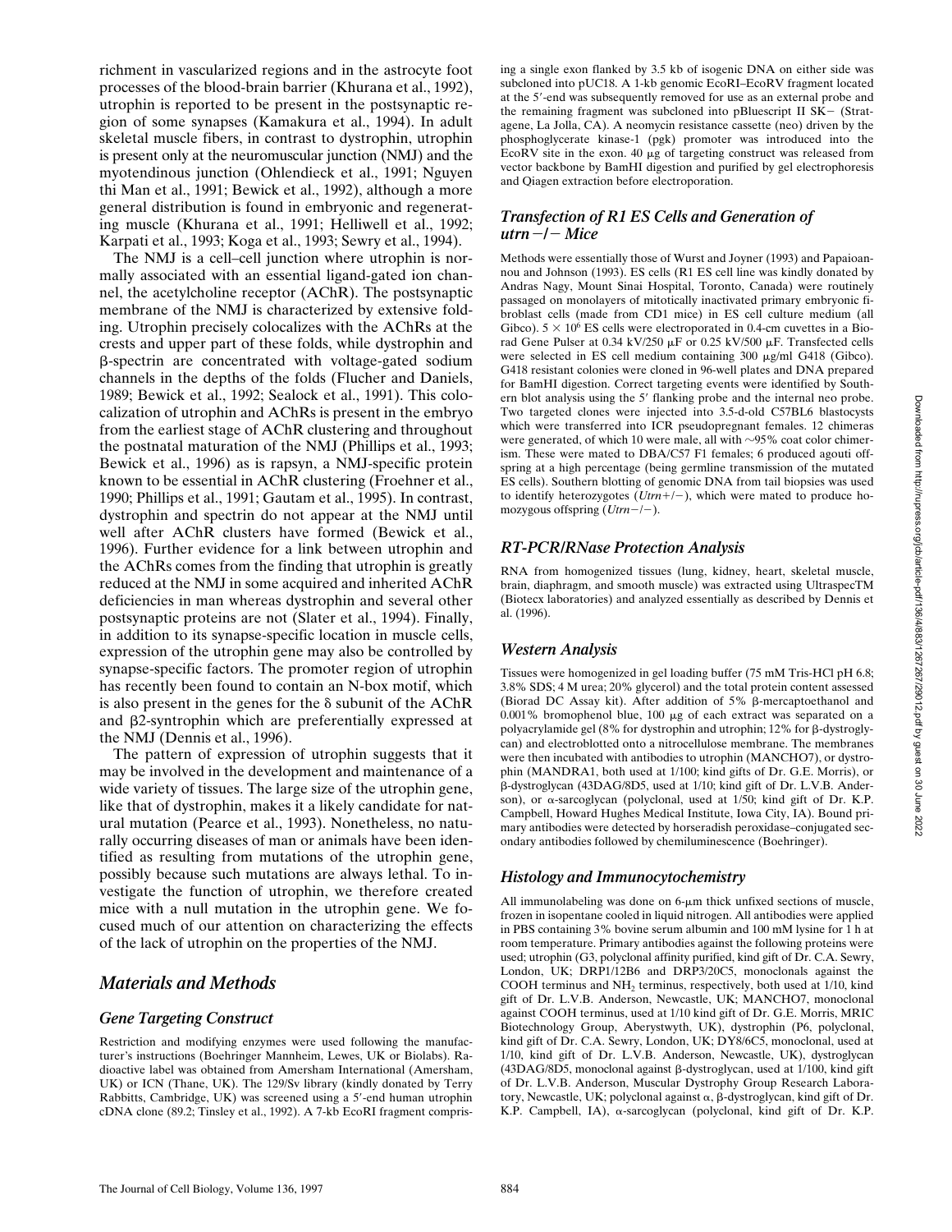richment in vascularized regions and in the astrocyte foot processes of the blood-brain barrier (Khurana et al., 1992), utrophin is reported to be present in the postsynaptic region of some synapses (Kamakura et al., 1994). In adult skeletal muscle fibers, in contrast to dystrophin, utrophin is present only at the neuromuscular junction (NMJ) and the myotendinous junction (Ohlendieck et al., 1991; Nguyen thi Man et al., 1991; Bewick et al., 1992), although a more general distribution is found in embryonic and regenerating muscle (Khurana et al., 1991; Helliwell et al., 1992; Karpati et al., 1993; Koga et al., 1993; Sewry et al., 1994).

The NMJ is a cell–cell junction where utrophin is normally associated with an essential ligand-gated ion channel, the acetylcholine receptor (AChR). The postsynaptic membrane of the NMJ is characterized by extensive folding. Utrophin precisely colocalizes with the AChRs at the crests and upper part of these folds, while dystrophin and β-spectrin are concentrated with voltage-gated sodium channels in the depths of the folds (Flucher and Daniels, 1989; Bewick et al., 1992; Sealock et al., 1991). This colocalization of utrophin and AChRs is present in the embryo from the earliest stage of AChR clustering and throughout the postnatal maturation of the NMJ (Phillips et al., 1993; Bewick et al., 1996) as is rapsyn, a NMJ-specific protein known to be essential in AChR clustering (Froehner et al., 1990; Phillips et al., 1991; Gautam et al., 1995). In contrast, dystrophin and spectrin do not appear at the NMJ until well after AChR clusters have formed (Bewick et al., 1996). Further evidence for a link between utrophin and the AChRs comes from the finding that utrophin is greatly reduced at the NMJ in some acquired and inherited AChR deficiencies in man whereas dystrophin and several other postsynaptic proteins are not (Slater et al., 1994). Finally, in addition to its synapse-specific location in muscle cells, expression of the utrophin gene may also be controlled by synapse-specific factors. The promoter region of utrophin has recently been found to contain an N-box motif, which is also present in the genes for the δ subunit of the AChR and β2-syntrophin which are preferentially expressed at the NMJ (Dennis et al., 1996).

The pattern of expression of utrophin suggests that it may be involved in the development and maintenance of a wide variety of tissues. The large size of the utrophin gene, like that of dystrophin, makes it a likely candidate for natural mutation (Pearce et al., 1993). Nonetheless, no naturally occurring diseases of man or animals have been identified as resulting from mutations of the utrophin gene, possibly because such mutations are always lethal. To investigate the function of utrophin, we therefore created mice with a null mutation in the utrophin gene. We focused much of our attention on characterizing the effects of the lack of utrophin on the properties of the NMJ.

## Materials and Methods

### Gene Targeting Construct

Restriction and modifying enzymes were used following the manufacturer's instructions (Boehringer Mannheim, Lewes, UK or Biolabs). Radioactive label was obtained from Amersham International (Amersham, UK) or ICN (Thane, UK). The 129/Sv library (kindly donated by Terry Rabbitts, Cambridge, UK) was screened using a 5′-end human utrophin cDNA clone (89.2; Tinsley et al., 1992). A 7-kb EcoRI fragment comprising a single exon flanked by 3.5 kb of isogenic DNA on either side was subcloned into pUC18. A 1-kb genomic EcoRI–EcoRV fragment located at the 5′-end was subsequently removed for use as an external probe and the remaining fragment was subcloned into pBluescript II SK− (Stratagene, La Jolla, CA). A neomycin resistance cassette (neo) driven by the phosphoglycerate kinase-1 (pgk) promoter was introduced into the EcoRV site in the exon. 40 μg of targeting construct was released from vector backbone by BamHI digestion and purified by gel electrophoresis and Qiagen extraction before electroporation.

### Transfection of R1 ES Cells and Generation of *utrn−/−* Mice

Methods were essentially those of Wurst and Joyner (1993) and Papaioannou and Johnson (1993). ES cells (R1 ES cell line was kindly donated by Andras Nagy, Mount Sinai Hospital, Toronto, Canada) were routinely passaged on monolayers of mitotically inactivated primary embryonic fibroblast cells (made from CD1 mice) in ES cell culture medium (all Gibco). $5 \times 10^6$ ES cells were electroporated in 0.4-cm cuvettes in a Biorad Gene Pulser at 0.34 kV/250 μF or 0.25 kV/500 μF. Transfected cells were selected in ES cell medium containing 300 μg/ml G418 (Gibco). G418 resistant colonies were cloned in 96-well plates and DNA prepared for BamHI digestion. Correct targeting events were identified by Southern blot analysis using the 5′ flanking probe and the internal neo probe. Two targeted clones were injected into 3.5-d-old C57BL6 blastocysts which were transferred into ICR pseudopregnant females. 12 chimeras were generated, of which 10 were male, all with ~95% coat color chimerism. These were mated to DBA/C57 F1 females; 6 produced agouti offspring at a high percentage (being germline transmission of the mutated ES cells). Southern blotting of genomic DNA from tail biopsies was used to identify heterozygotes (*Utrn+/−*), which were mated to produce homozygous offspring (*Utrn−/−*).

### RT-PCR/RNase Protection Analysis

RNA from homogenized tissues (lung, kidney, heart, skeletal muscle, brain, diaphragm, and smooth muscle) was extracted using UltraspecTM (Biotecx laboratories) and analyzed essentially as described by Dennis et al. (1996).

### Western Analysis

Tissues were homogenized in gel loading buffer (75 mM Tris-HCl pH 6.8; 3.8% SDS; 4 M urea; 20% glycerol) and the total protein content assessed (Biorad DC Assay kit). After addition of 5% β-mercaptoethanol and 0.001% bromophenol blue, 100 μg of each extract was separated on a polyacrylamide gel (8% for dystrophin and utrophin; 12% for β-dystroglycan) and electroblotted onto a nitrocellulose membrane. The membranes were then incubated with antibodies to utrophin (MANCHO7), or dystrophin (MANDRA1, both used at 1/100; kind gifts of Dr. G.E. Morris), or β-dystroglycan (43DAG/8D5, used at 1/10; kind gift of Dr. L.V.B. Anderson), or α-sarcoglycan (polyclonal, used at 1/50; kind gift of Dr. K.P. Campbell, Howard Hughes Medical Institute, Iowa City, IA). Bound primary antibodies were detected by horseradish peroxidase–conjugated secondary antibodies followed by chemiluminescence (Boehringer).

### Histology and Immunocytochemistry

All immunolabeling was done on 6-μm thick unfixed sections of muscle, frozen in isopentane cooled in liquid nitrogen. All antibodies were applied in PBS containing 3% bovine serum albumin and 100 mM lysine for 1 h at room temperature. Primary antibodies against the following proteins were used; utrophin (G3, polyclonal affinity purified, kind gift of Dr. C.A. Sewry, London, UK; DRP1/12B6 and DRP3/20C5, monoclonals against the COOH terminus and $NH_2$ terminus, respectively, both used at 1/10, kind gift of Dr. L.V.B. Anderson, Newcastle, UK; MANCHO7, monoclonal against COOH terminus, used at 1/10 kind gift of Dr. G.E. Morris, MRIC Biotechnology Group, Aberystwyth, UK), dystrophin (P6, polyclonal, kind gift of Dr. C.A. Sewry, London, UK; DY8/6C5, monoclonal, used at 1/10, kind gift of Dr. L.V.B. Anderson, Newcastle, UK), dystroglycan (43DAG/8D5, monoclonal against β-dystroglycan, used at 1/100, kind gift of Dr. L.V.B. Anderson, Muscular Dystrophy Group Research Laboratory, Newcastle, UK; polyclonal against α, β-dystroglycan, kind gift of Dr. K.P. Campbell, IA), α-sarcoglycan (polyclonal, kind gift of Dr. K.P.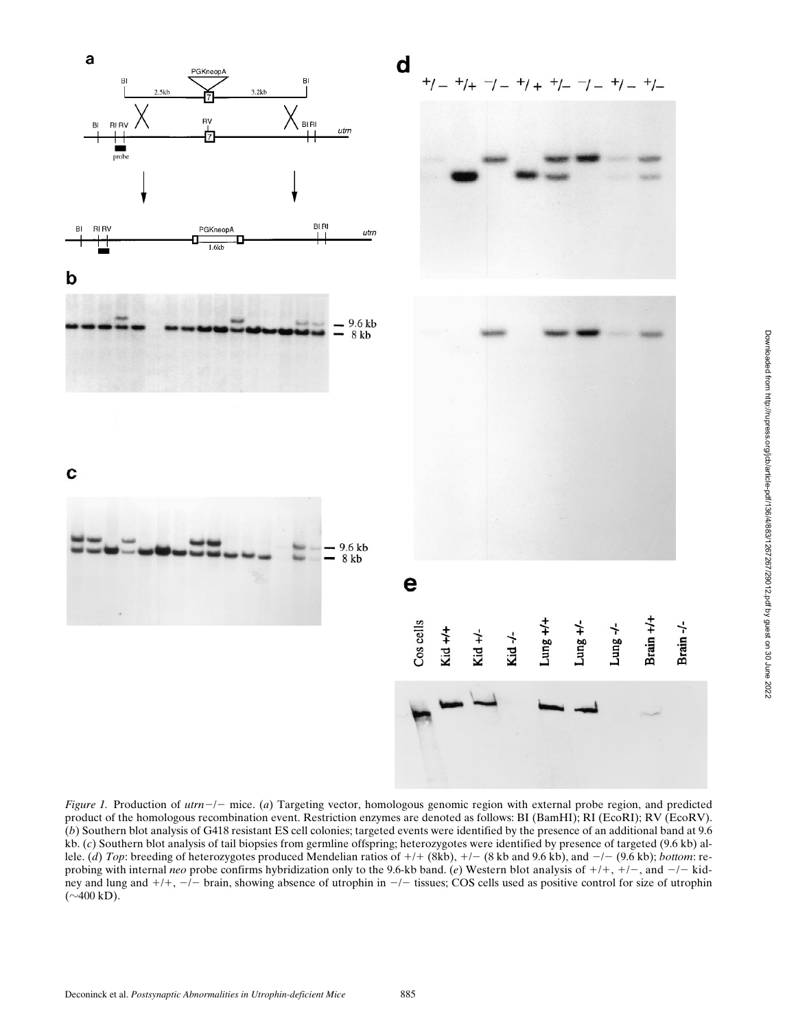*Figure 1.* Production of *utrn*−/− mice. (*a*) Targeting vector, homologous genomic region with external probe region, and predicted product of the homologous recombination event. Restriction enzymes are denoted as follows: BI (BamHI); RI (EcoRI); RV (EcoRV). (*b*) Southern blot analysis of G418 resistant ES cell colonies; targeted events were identified by the presence of an additional band at 9.6 kb. (*c*) Southern blot analysis of tail biopsies from germline offspring; heterozygotes were identified by presence of targeted (9.6 kb) allele. (*d*) *Top*: breeding of heterozygotes produced Mendelian ratios of +/+ (8kb), +/− (8 kb and 9.6 kb), and −/− (9.6 kb); *bottom*: reprobing with internal *neo* probe confirms hybridization only to the 9.6-kb band. (*e*) Western blot analysis of +/+, +/−, and −/− kidney and lung and +/+, −/− brain, showing absence of utrophin in −/− tissues; COS cells used as positive control for size of utrophin (~400 kD).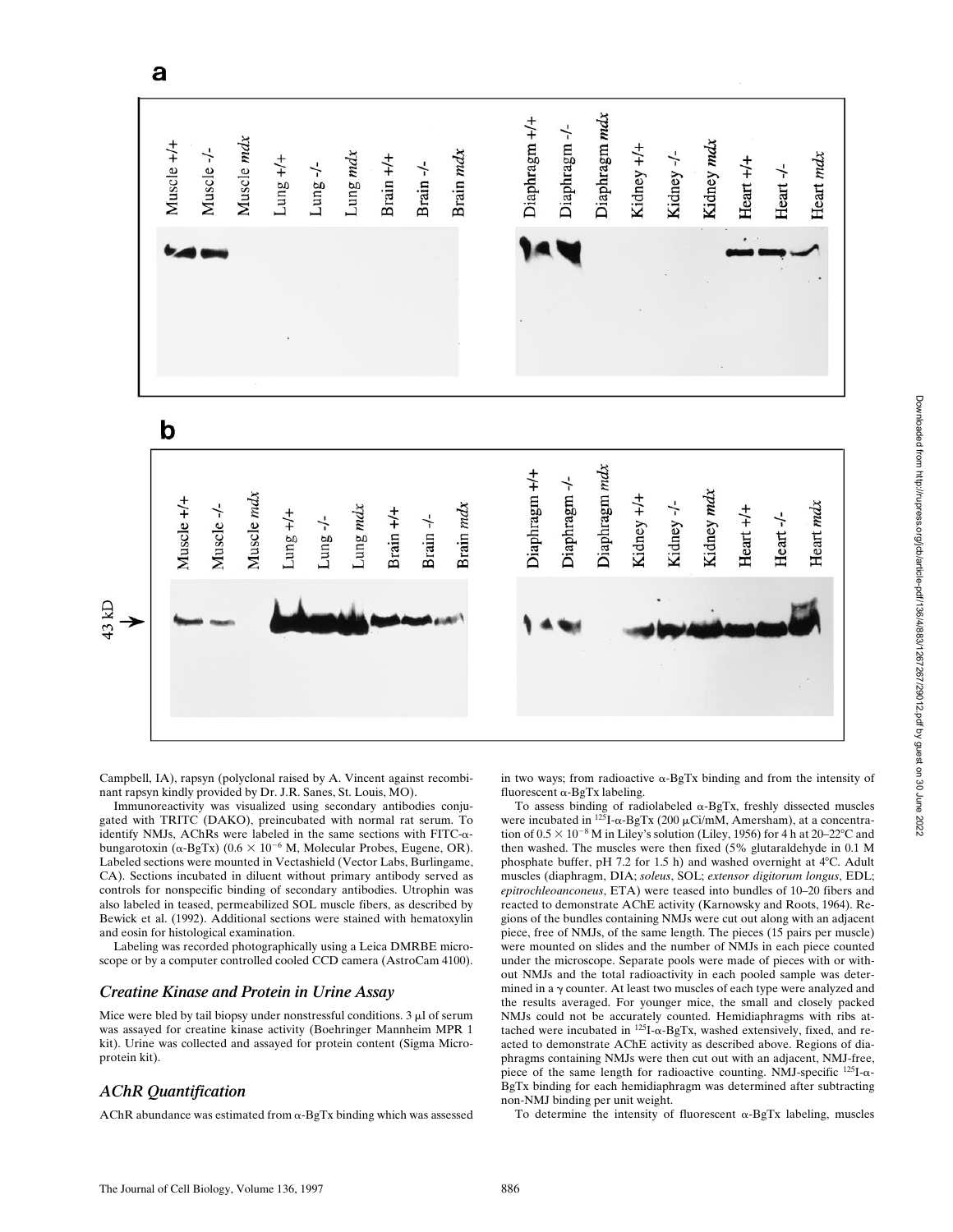Campbell, IA), rapsyn (polyclonal raised by A. Vincent against recombinant rapsyn kindly provided by Dr. J.R. Sanes, St. Louis, MO).

Immunoreactivity was visualized using secondary antibodies conjugated with TRITC (DAKO), preincubated with normal rat serum. To identify NMJs, AChRs were labeled in the same sections with FITC-α-bungarotoxin (α-BgTx) ($0.6 \times 10^{-6}$ M, Molecular Probes, Eugene, OR). Labeled sections were mounted in Vectashield (Vector Labs, Burlingame, CA). Sections incubated in diluent without primary antibody served as controls for nonspecific binding of secondary antibodies. Utrophin was also labeled in teased, permeabilized SOL muscle fibers, as described by Bewick et al. (1992). Additional sections were stained with hematoxylin and eosin for histological examination.

Labeling was recorded photographically using a Leica DMRBE microscope or by a computer controlled cooled CCD camera (AstroCam 4100).

### *Creatine Kinase and Protein in Urine Assay*

Mice were bled by tail biopsy under nonstressful conditions. 3 μl of serum was assayed for creatine kinase activity (Boehringer Mannheim MPR 1 kit). Urine was collected and assayed for protein content (Sigma Microprotein kit).

### *AChR Quantification*

AChR abundance was estimated from α-BgTx binding which was assessed in two ways; from radioactive α-BgTx binding and from the intensity of fluorescent α-BgTx labeling.

To assess binding of radiolabeled α-BgTx, freshly dissected muscles were incubated in $^{125}$I-α-BgTx (200 μCi/mM, Amersham), at a concentration of $0.5 \times 10^{-8}$ M in Liley's solution (Liley, 1956) for 4 h at 20–22°C and then washed. The muscles were then fixed (5% glutaraldehyde in 0.1 M phosphate buffer, pH 7.2 for 1.5 h) and washed overnight at 4°C. Adult muscles (diaphragm, DIA; *soleus*, SOL; *extensor digitorum longus*, EDL; *epitrochleoanconeus*, ETA) were teased into bundles of 10–20 fibers and reacted to demonstrate AChE activity (Karnowsky and Roots, 1964). Regions of the bundles containing NMJs were cut out along with an adjacent piece, free of NMJs, of the same length. The pieces (15 pairs per muscle) were mounted on slides and the number of NMJs in each piece counted under the microscope. Separate pools were made of pieces with or without NMJs and the total radioactivity in each pooled sample was determined in a γ counter. At least two muscles of each type were analyzed and the results averaged. For younger mice, the small and closely packed NMJs could not be accurately counted. Hemidiaphragms with ribs attached were incubated in $^{125}$I-α-BgTx, washed extensively, fixed, and reacted to demonstrate AChE activity as described above. Regions of diaphragms containing NMJs were then cut out with an adjacent, NMJ-free, piece of the same length for radioactive counting. NMJ-specific $^{125}$I-α-BgTx binding for each hemidiaphragm was determined after subtracting non-NMJ binding per unit weight.

To determine the intensity of fluorescent α-BgTx labeling, muscles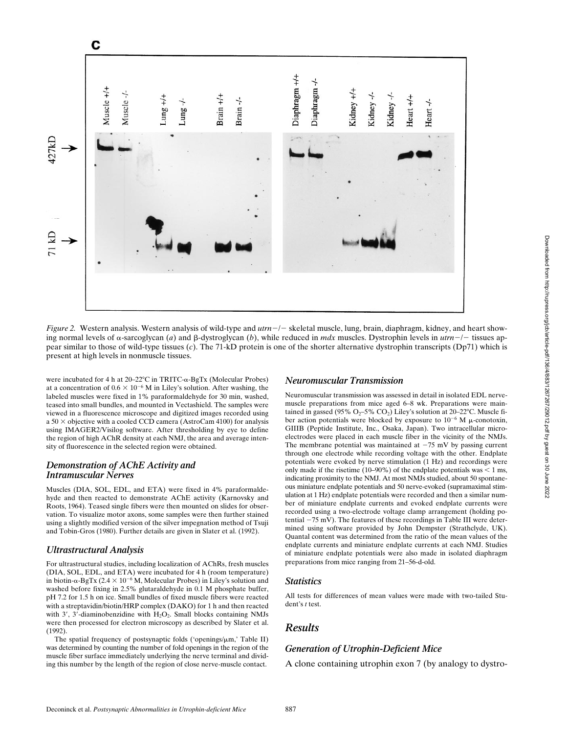*Figure 2.* Western analysis. Western analysis of wild-type and *utrn*−/− skeletal muscle, lung, brain, diaphragm, kidney, and heart showing normal levels of α-sarcoglycan (*a*) and β-dystroglycan (*b*), while reduced in *mdx* muscles. Dystrophin levels in *utrn*−/− tissues appear similar to those of wild-type tissues (*c*). The 71-kD protein is one of the shorter alternative dystrophin transcripts (Dp71) which is present at high levels in nonmuscle tissues.

were incubated for 4 h at 20–22°C in TRITC-α-BgTx (Molecular Probes) at a concentration of $0.6 \times 10^{-6}$ M in Liley's solution. After washing, the labeled muscles were fixed in 1% paraformaldehyde for 30 min, washed, teased into small bundles, and mounted in Vectashield. The samples were viewed in a fluorescence microscope and digitized images recorded using a 50 × objective with a cooled CCD camera (AstroCam 4100) for analysis using IMAGER2/Visilog software. After thresholding by eye to define the region of high AChR density at each NMJ, the area and average intensity of fluorescence in the selected region were obtained.

### Demonstration of AChE Activity and Intramuscular Nerves

Muscles (DIA, SOL, EDL, and ETA) were fixed in 4% paraformaldehyde and then reacted to demonstrate AChE activity (Karnovsky and Roots, 1964). Teased single fibers were then mounted on slides for observation. To visualize motor axons, some samples were then further stained using a slightly modified version of the silver impegnation method of Tsuji and Tobin-Gros (1980). Further details are given in Slater et al. (1992).

### Ultrastructural Analysis

For ultrastructural studies, including localization of AChRs, fresh muscles (DIA, SOL, EDL, and ETA) were incubated for 4 h (room temperature) in biotin-α-BgTx ($2.4 \times 10^{-6}$ M, Molecular Probes) in Liley's solution and washed before fixing in 2.5% glutaraldehyde in 0.1 M phosphate buffer, pH 7.2 for 1.5 h on ice. Small bundles of fixed muscle fibers were reacted with a streptavidin/biotin/HRP complex (DAKO) for 1 h and then reacted with 3′, 3′-diaminobenzidine with $H_2O_2$. Small blocks containing NMJs were then processed for electron microscopy as described by Slater et al. (1992).

The spatial frequency of postsynaptic folds ('openings/μm,' Table II) was determined by counting the number of fold openings in the region of the muscle fiber surface immediately underlying the nerve terminal and dividing this number by the length of the region of close nerve-muscle contact.

### Neuromuscular Transmission

Neuromuscular transmission was assessed in detail in isolated EDL nerve-muscle preparations from mice aged 6–8 wk. Preparations were maintained in gassed (95% $O_2$–5% $CO_2$) Liley's solution at 20–22°C. Muscle fiber action potentials were blocked by exposure to $10^{-6}$ M μ-conotoxin, GIIIB (Peptide Institute, Inc., Osaka, Japan). Two intracellular microelectrodes were placed in each muscle fiber in the vicinity of the NMJs. The membrane potential was maintained at −75 mV by passing current through one electrode while recording voltage with the other. Endplate potentials were evoked by nerve stimulation (1 Hz) and recordings were only made if the risetime (10–90%) of the endplate potentials was < 1 ms, indicating proximity to the NMJ. At most NMJs studied, about 50 spontaneous miniature endplate potentials and 50 nerve-evoked (supramaximal stimulation at 1 Hz) endplate potentials were recorded and then a similar number of miniature endplate currents and evoked endplate currents were recorded using a two-electrode voltage clamp arrangement (holding potential −75 mV). The features of these recordings in Table III were determined using software provided by John Dempster (Strathclyde, UK). Quantal content was determined from the ratio of the mean values of the endplate currents and miniature endplate currents at each NMJ. Studies of miniature endplate potentials were also made in isolated diaphragm preparations from mice ranging from 21–56-d-old.

### Statistics

All tests for differences of mean values were made with two-tailed Student's *t* test.

## Results

### Generation of Utrophin-Deficient Mice

A clone containing utrophin exon 7 (by analogy to dystro-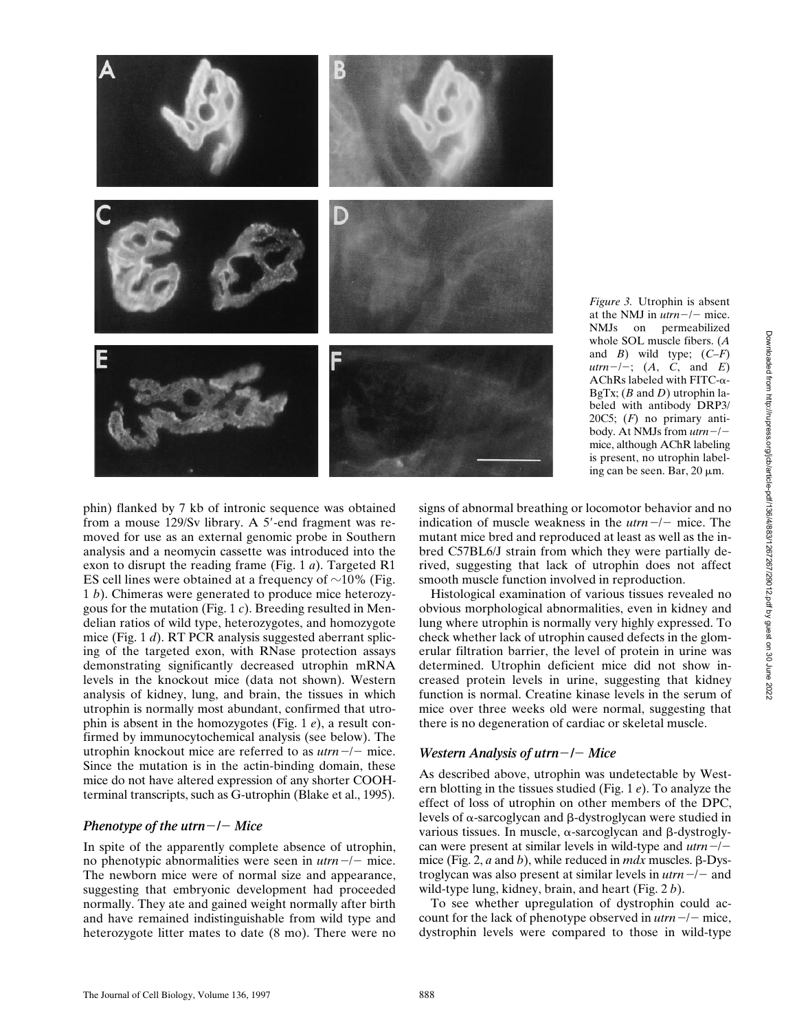*Figure 3.* Utrophin is absent at the NMJ in *utrn*−/− mice. NMJs on permeabilized whole SOL muscle fibers. (*A* and *B*) wild type; (*C–F*) *utrn*−/−; (*A*, *C*, and *E*) AChRs labeled with FITC-α-BgTx; (*B* and *D*) utrophin labeled with antibody DRP3/20C5; (*F*) no primary antibody. At NMJs from *utrn*−/− mice, although AChR labeling is present, no utrophin labeling can be seen. Bar, 20 μm.

phin) flanked by 7 kb of intronic sequence was obtained from a mouse 129/Sv library. A 5′-end fragment was removed for use as an external genomic probe in Southern analysis and a neomycin cassette was introduced into the exon to disrupt the reading frame (Fig. 1 *a*). Targeted R1 ES cell lines were obtained at a frequency of ~10% (Fig. 1 *b*). Chimeras were generated to produce mice heterozygous for the mutation (Fig. 1 *c*). Breeding resulted in Mendelian ratios of wild type, heterozygotes, and homozygote mice (Fig. 1 *d*). RT PCR analysis suggested aberrant splicing of the targeted exon, with RNase protection assays demonstrating significantly decreased utrophin mRNA levels in the knockout mice (data not shown). Western analysis of kidney, lung, and brain, the tissues in which utrophin is normally most abundant, confirmed that utrophin is absent in the homozygotes (Fig. 1 *e*), a result confirmed by immunocytochemical analysis (see below). The utrophin knockout mice are referred to as *utrn*−/− mice. Since the mutation is in the actin-binding domain, these mice do not have altered expression of any shorter COOH-terminal transcripts, such as G-utrophin (Blake et al., 1995).

### *Phenotype of the utrn−/− Mice*

In spite of the apparently complete absence of utrophin, no phenotypic abnormalities were seen in *utrn*−/− mice. The newborn mice were of normal size and appearance, suggesting that embryonic development had proceeded normally. They ate and gained weight normally after birth and have remained indistinguishable from wild type and heterozygote litter mates to date (8 mo). There were no signs of abnormal breathing or locomotor behavior and no indication of muscle weakness in the *utrn*−/− mice. The mutant mice bred and reproduced at least as well as the inbred C57BL6/J strain from which they were partially derived, suggesting that lack of utrophin does not affect smooth muscle function involved in reproduction.

Histological examination of various tissues revealed no obvious morphological abnormalities, even in kidney and lung where utrophin is normally very highly expressed. To check whether lack of utrophin caused defects in the glomerular filtration barrier, the level of protein in urine was determined. Utrophin deficient mice did not show increased protein levels in urine, suggesting that kidney function is normal. Creatine kinase levels in the serum of mice over three weeks old were normal, suggesting that there is no degeneration of cardiac or skeletal muscle.

### *Western Analysis of utrn−/− Mice*

As described above, utrophin was undetectable by Western blotting in the tissues studied (Fig. 1 *e*). To analyze the effect of loss of utrophin on other members of the DPC, levels of α-sarcoglycan and β-dystroglycan were studied in various tissues. In muscle, α-sarcoglycan and β-dystroglycan were present at similar levels in wild-type and *utrn*−/− mice (Fig. 2, *a* and *b*), while reduced in *mdx* muscles. β-Dystroglycan was also present at similar levels in *utrn*−/− and wild-type lung, kidney, brain, and heart (Fig. 2 *b*).

To see whether upregulation of dystrophin could account for the lack of phenotype observed in *utrn*−/− mice, dystrophin levels were compared to those in wild-type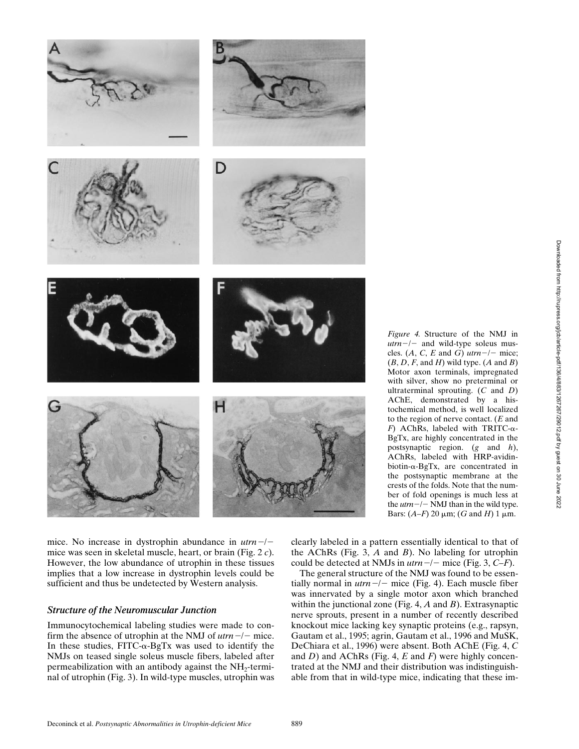*Figure 4.* Structure of the NMJ in *utrn*−/− and wild-type soleus muscles. (*A*, *C*, *E* and *G*) *utrn*−/− mice; (*B*, *D*, *F*, and *H*) wild type. (*A* and *B*) Motor axon terminals, impregnated with silver, show no preterminal or ultraterminal sprouting. (*C* and *D*) AChE, demonstrated by a histochemical method, is well localized to the region of nerve contact. (*E* and *F*) AChRs, labeled with TRITC-α-BgTx, are highly concentrated in the postsynaptic region. (*g* and *h*), AChRs, labeled with HRP-avidin-biotin-α-BgTx, are concentrated in the postsynaptic membrane at the crests of the folds. Note that the number of fold openings is much less at the *utrn*−/− NMJ than in the wild type. Bars: (*A–F*) 20 μm; (*G* and *H*) 1 μm.

mice. No increase in dystrophin abundance in *utrn*−/− mice was seen in skeletal muscle, heart, or brain (Fig. 2 *c*). However, the low abundance of utrophin in these tissues implies that a low increase in dystrophin levels could be sufficient and thus be undetected by Western analysis.

### *Structure of the Neuromuscular Junction*

Immunocytochemical labeling studies were made to confirm the absence of utrophin at the NMJ of *utrn*−/− mice. In these studies, FITC-α-BgTx was used to identify the NMJs on teased single soleus muscle fibers, labeled after permeabilization with an antibody against the $NH_2$-terminal of utrophin (Fig. 3). In wild-type muscles, utrophin was clearly labeled in a pattern essentially identical to that of the AChRs (Fig. 3, *A* and *B*). No labeling for utrophin could be detected at NMJs in *utrn*−/− mice (Fig. 3, *C–F*).

The general structure of the NMJ was found to be essentially normal in *utrn*−/− mice (Fig. 4). Each muscle fiber was innervated by a single motor axon which branched within the junctional zone (Fig. 4, *A* and *B*). Extrasynaptic nerve sprouts, present in a number of recently described knockout mice lacking key synaptic proteins (e.g., rapsyn, Gautam et al., 1995; agrin, Gautam et al., 1996 and MuSK, DeChiara et al., 1996) were absent. Both AChE (Fig. 4, *C* and *D*) and AChRs (Fig. 4, *E* and *F*) were highly concentrated at the NMJ and their distribution was indistinguishable from that in wild-type mice, indicating that these im-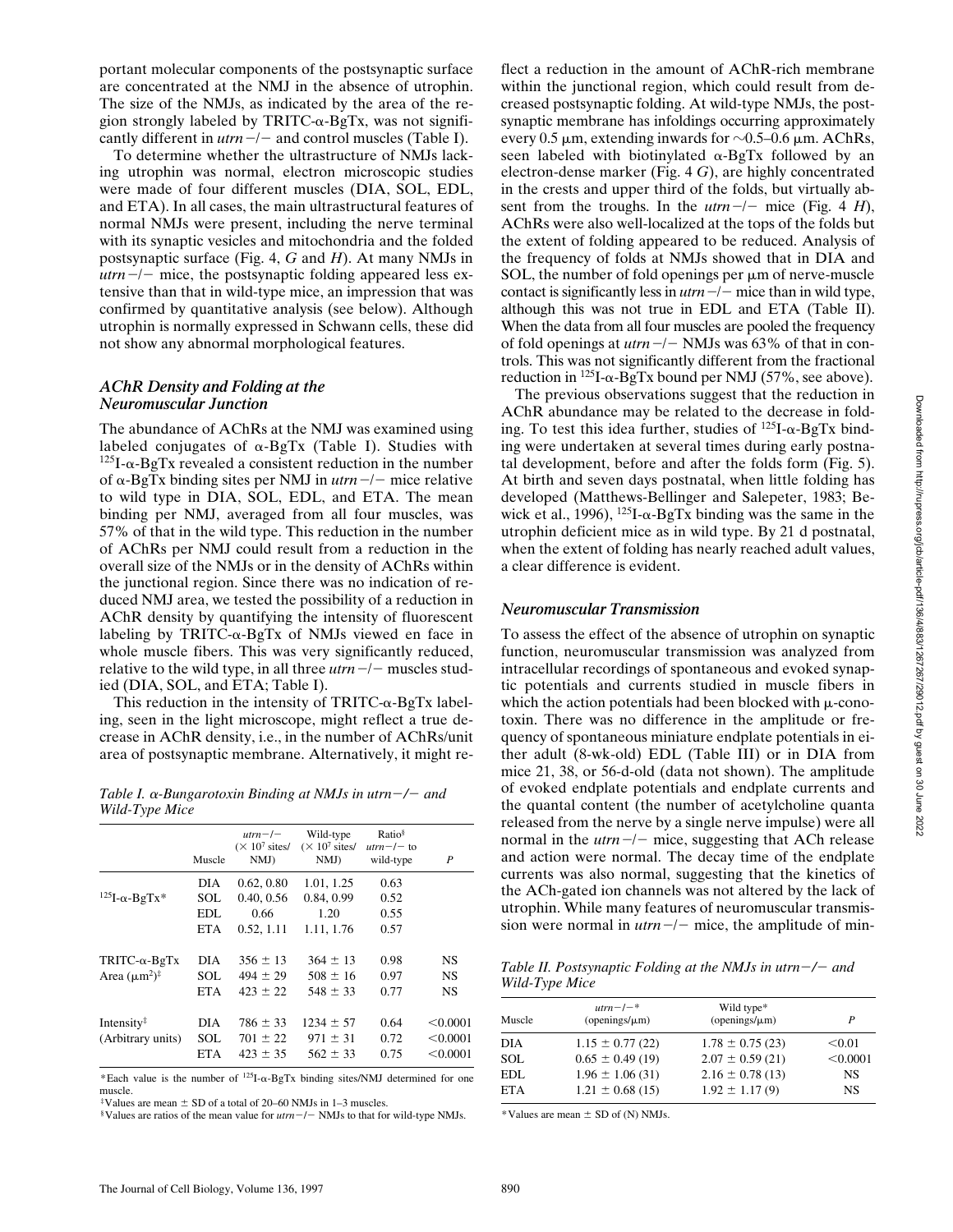portant molecular components of the postsynaptic surface are concentrated at the NMJ in the absence of utrophin. The size of the NMJs, as indicated by the area of the region strongly labeled by TRITC-α-BgTx, was not significantly different in *utrn* −/− and control muscles (Table I).

To determine whether the ultrastructure of NMJs lacking utrophin was normal, electron microscopic studies were made of four different muscles (DIA, SOL, EDL, and ETA). In all cases, the main ultrastructural features of normal NMJs were present, including the nerve terminal with its synaptic vesicles and mitochondria and the folded postsynaptic surface (Fig. 4, *G* and *H*). At many NMJs in *utrn* −/− mice, the postsynaptic folding appeared less extensive than that in wild-type mice, an impression that was confirmed by quantitative analysis (see below). Although utrophin is normally expressed in Schwann cells, these did not show any abnormal morphological features.

### *AChR Density and Folding at the Neuromuscular Junction*

The abundance of AChRs at the NMJ was examined using labeled conjugates of α-BgTx (Table I). Studies with $^{125}$I-α-BgTx revealed a consistent reduction in the number of α-BgTx binding sites per NMJ in *utrn* −/− mice relative to wild type in DIA, SOL, EDL, and ETA. The mean binding per NMJ, averaged from all four muscles, was 57% of that in the wild type. This reduction in the number of AChRs per NMJ could result from a reduction in the overall size of the NMJs or in the density of AChRs within the junctional region. Since there was no indication of reduced NMJ area, we tested the possibility of a reduction in AChR density by quantifying the intensity of fluorescent labeling by TRITC-α-BgTx of NMJs viewed en face in whole muscle fibers. This was very significantly reduced, relative to the wild type, in all three *utrn* −/− muscles studied (DIA, SOL, and ETA; Table I).

This reduction in the intensity of TRITC-α-BgTx labeling, seen in the light microscope, might reflect a true decrease in AChR density, i.e., in the number of AChRs/unit area of postsynaptic membrane. Alternatively, it might reflect a reduction in the amount of AChR-rich membrane within the junctional region, which could result from decreased postsynaptic folding. At wild-type NMJs, the postsynaptic membrane has infoldings occurring approximately every 0.5 μm, extending inwards for ∼0.5–0.6 μm. AChRs, seen labeled with biotinylated α-BgTx followed by an electron-dense marker (Fig. 4 *G*), are highly concentrated in the crests and upper third of the folds, but virtually absent from the troughs. In the *utrn* −/− mice (Fig. 4 *H*), AChRs were also well-localized at the tops of the folds but the extent of folding appeared to be reduced. Analysis of the frequency of folds at NMJs showed that in DIA and SOL, the number of fold openings per μm of nerve-muscle contact is significantly less in *utrn* −/− mice than in wild type, although this was not true in EDL and ETA (Table II). When the data from all four muscles are pooled the frequency of fold openings at *utrn* −/− NMJs was 63% of that in controls. This was not significantly different from the fractional reduction in $^{125}$I-α-BgTx bound per NMJ (57%, see above).

The previous observations suggest that the reduction in AChR abundance may be related to the decrease in folding. To test this idea further, studies of $^{125}$I-α-BgTx binding were undertaken at several times during early postnatal development, before and after the folds form (Fig. 5). At birth and seven days postnatal, when little folding has developed (Matthews-Bellinger and Salepeter, 1983; Bewick et al., 1996), $^{125}$I-α-BgTx binding was the same in the utrophin deficient mice as in wild type. By 21 d postnatal, when the extent of folding has nearly reached adult values, a clear difference is evident.

*Table I. α-Bungarotoxin Binding at NMJs in utrn−/− and Wild-Type Mice*

| | Muscle | *utrn* −/− (× 10$^{7}$ sites/NMJ) | Wild-type (× 10$^{7}$ sites/NMJ) | Ratio§ *utrn* −/− to wild-type | *P* |
|---|---|---|---|---|---|
| $^{125}$I-α-BgTx* | DIA | 0.62, 0.80 | 1.01, 1.25 | 0.63 | |
| | SOL | 0.40, 0.56 | 0.84, 0.99 | 0.52 | |
| | EDL | 0.66 | 1.20 | 0.55 | |
| | ETA | 0.52, 1.11 | 1.11, 1.76 | 0.57 | |
| TRITC-α-BgTx Area (μm$^{2}$)‡ | DIA | 356 ± 13 | 364 ± 13 | 0.98 | NS |
| | SOL | 494 ± 29 | 508 ± 16 | 0.97 | NS |
| | ETA | 423 ± 22 | 548 ± 33 | 0.77 | NS |
| Intensity‡ (Arbitrary units) | DIA | 786 ± 33 | 1234 ± 57 | 0.64 | <0.0001 |
| | SOL | 701 ± 22 | 971 ± 31 | 0.72 | <0.0001 |
| | ETA | 423 ± 35 | 562 ± 33 | 0.75 | <0.0001 |

*Each value is the number of $^{125}$I-α-BgTx binding sites/NMJ determined for one muscle.
‡Values are mean ± SD of a total of 20–60 NMJs in 1–3 muscles.
§Values are ratios of the mean value for *utrn* −/− NMJs to that for wild-type NMJs.

### *Neuromuscular Transmission*

To assess the effect of the absence of utrophin on synaptic function, neuromuscular transmission was analyzed from intracellular recordings of spontaneous and evoked synaptic potentials and currents studied in muscle fibers in which the action potentials had been blocked with μ-conotoxin. There was no difference in the amplitude or frequency of spontaneous miniature endplate potentials in either adult (8-wk-old) EDL (Table III) or in DIA from mice 21, 38, or 56-d-old (data not shown). The amplitude of evoked endplate potentials and endplate currents and the quantal content (the number of acetylcholine quanta released from the nerve by a single nerve impulse) were all normal in the *utrn* −/− mice, suggesting that ACh release and action were normal. The decay time of the endplate currents was also normal, suggesting that the kinetics of the ACh-gated ion channels was not altered by the lack of utrophin. While many features of neuromuscular transmission were normal in *utrn* −/− mice, the amplitude of min-

*Table II. Postsynaptic Folding at the NMJs in utrn−/− and Wild-Type Mice*

| Muscle | *utrn* −/−* (openings/μm) | Wild type* (openings/μm) | *P* |
|---|---|---|---|
| DIA | 1.15 ± 0.77 (22) | 1.78 ± 0.75 (23) | <0.01 |
| SOL | 0.65 ± 0.49 (19) | 2.07 ± 0.59 (21) | <0.0001 |
| EDL | 1.96 ± 1.06 (31) | 2.16 ± 0.78 (13) | NS |
| ETA | 1.21 ± 0.68 (15) | 1.92 ± 1.17 (9) | NS |

*Values are mean ± SD of (N) NMJs.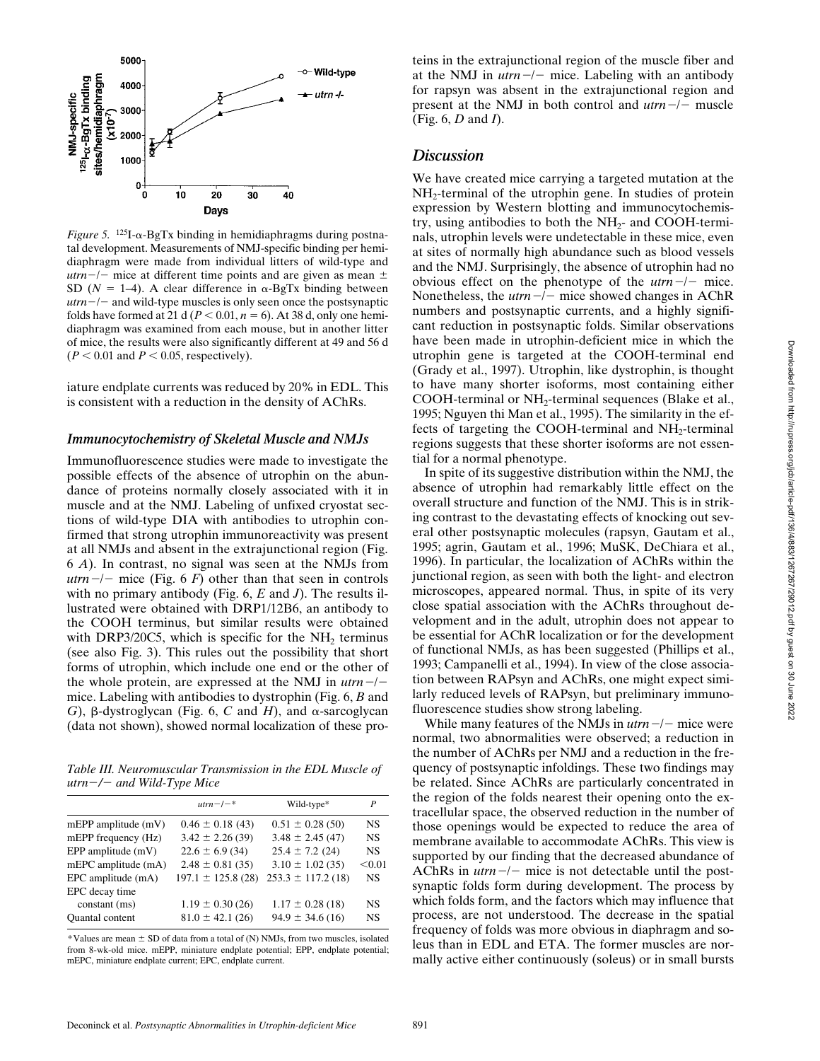*Figure 5.* $^{125}$I-α-BgTx binding in hemidiaphragms during postnatal development. Measurements of NMJ-specific binding per hemidiaphragm were made from individual litters of wild-type and *utrn*−/− mice at different time points and are given as mean ± SD ($N$ = 1–4). A clear difference in α-BgTx binding between *utrn*−/− and wild-type muscles is only seen once the postsynaptic folds have formed at 21 d ($P < 0.01$, $n = 6$). At 38 d, only one hemidiaphragm was examined from each mouse, but in another litter of mice, the results were also significantly different at 49 and 56 d ($P < 0.01$ and $P < 0.05$, respectively).

iature endplate currents was reduced by 20% in EDL. This is consistent with a reduction in the density of AChRs.

### *Immunocytochemistry of Skeletal Muscle and NMJs*

Immunofluorescence studies were made to investigate the possible effects of the absence of utrophin on the abundance of proteins normally closely associated with it in muscle and at the NMJ. Labeling of unfixed cryostat sections of wild-type DIA with antibodies to utrophin confirmed that strong utrophin immunoreactivity was present at all NMJs and absent in the extrajunctional region (Fig. 6 *A*). In contrast, no signal was seen at the NMJs from *utrn*−/− mice (Fig. 6 *F*) other than that seen in controls with no primary antibody (Fig. 6, *E* and *J*). The results illustrated were obtained with DRP1/12B6, an antibody to the COOH terminus, but similar results were obtained with DRP3/20C5, which is specific for the $NH_2$ terminus (see also Fig. 3). This rules out the possibility that short forms of utrophin, which include one end or the other of the whole protein, are expressed at the NMJ in *utrn*−/− mice. Labeling with antibodies to dystrophin (Fig. 6, *B* and *G*), β-dystroglycan (Fig. 6, *C* and *H*), and α-sarcoglycan (data not shown), showed normal localization of these proteins in the extrajunctional region of the muscle fiber and at the NMJ in *utrn*−/− mice. Labeling with an antibody for rapsyn was absent in the extrajunctional region and present at the NMJ in both control and *utrn*−/− muscle (Fig. 6, *D* and *I*).

*Table III. Neuromuscular Transmission in the EDL Muscle of utrn−/− and Wild-Type Mice*

| | *utrn*−/−* | Wild-type* | *P* |
|---|---|---|---|
| mEPP amplitude (mV) | 0.46 ± 0.18 (43) | 0.51 ± 0.28 (50) | NS |
| mEPP frequency (Hz) | 3.42 ± 2.26 (39) | 3.48 ± 2.45 (47) | NS |
| EPP amplitude (mV) | 22.6 ± 6.9 (34) | 25.4 ± 7.2 (24) | NS |
| mEPC amplitude (mA) | 2.48 ± 0.81 (35) | 3.10 ± 1.02 (35) | <0.01 |
| EPC amplitude (mA) | 197.1 ± 125.8 (28) | 253.3 ± 117.2 (18) | NS |
| EPC decay time constant (ms) | 1.19 ± 0.30 (26) | 1.17 ± 0.28 (18) | NS |
| Quantal content | 81.0 ± 42.1 (26) | 94.9 ± 34.6 (16) | NS |

*Values are mean ± SD of data from a total of (N) NMJs, from two muscles, isolated from 8-wk-old mice. mEPP, miniature endplate potential; EPP, endplate potential; mEPC, miniature endplate current; EPC, endplate current.

## *Discussion*

We have created mice carrying a targeted mutation at the $NH_2$-terminal of the utrophin gene. In studies of protein expression by Western blotting and immunocytochemistry, using antibodies to both the $NH_2$- and COOH-terminals, utrophin levels were undetectable in these mice, even at sites of normally high abundance such as blood vessels and the NMJ. Surprisingly, the absence of utrophin had no obvious effect on the phenotype of the *utrn*−/− mice. Nonetheless, the *utrn*−/− mice showed changes in AChR numbers and postsynaptic currents, and a highly significant reduction in postsynaptic folds. Similar observations have been made in utrophin-deficient mice in which the utrophin gene is targeted at the COOH-terminal end (Grady et al., 1997). Utrophin, like dystrophin, is thought to have many shorter isoforms, most containing either COOH-terminal or $NH_2$-terminal sequences (Blake et al., 1995; Nguyen thi Man et al., 1995). The similarity in the effects of targeting the COOH-terminal and $NH_2$-terminal regions suggests that these shorter isoforms are not essential for a normal phenotype.

In spite of its suggestive distribution within the NMJ, the absence of utrophin had remarkably little effect on the overall structure and function of the NMJ. This is in striking contrast to the devastating effects of knocking out several other postsynaptic molecules (rapsyn, Gautam et al., 1995; agrin, Gautam et al., 1996; MuSK, DeChiara et al., 1996). In particular, the localization of AChRs within the junctional region, as seen with both the light- and electron microscopes, appeared normal. Thus, in spite of its very close spatial association with the AChRs throughout development and in the adult, utrophin does not appear to be essential for AChR localization or for the development of functional NMJs, as has been suggested (Phillips et al., 1993; Campanelli et al., 1994). In view of the close association between RAPsyn and AChRs, one might expect similarly reduced levels of RAPsyn, but preliminary immunofluorescence studies show strong labeling.

While many features of the NMJs in *utrn*−/− mice were normal, two abnormalities were observed; a reduction in the number of AChRs per NMJ and a reduction in the frequency of postsynaptic infoldings. These two findings may be related. Since AChRs are particularly concentrated in the region of the folds nearest their opening onto the extracellular space, the observed reduction in the number of those openings would be expected to reduce the area of membrane available to accommodate AChRs. This view is supported by our finding that the decreased abundance of AChRs in *utrn*−/− mice is not detectable until the postsynaptic folds form during development. The process by which folds form, and the factors which may influence that process, are not understood. The decrease in the spatial frequency of folds was more obvious in diaphragm and soleus than in EDL and ETA. The former muscles are normally active either continuously (soleus) or in small bursts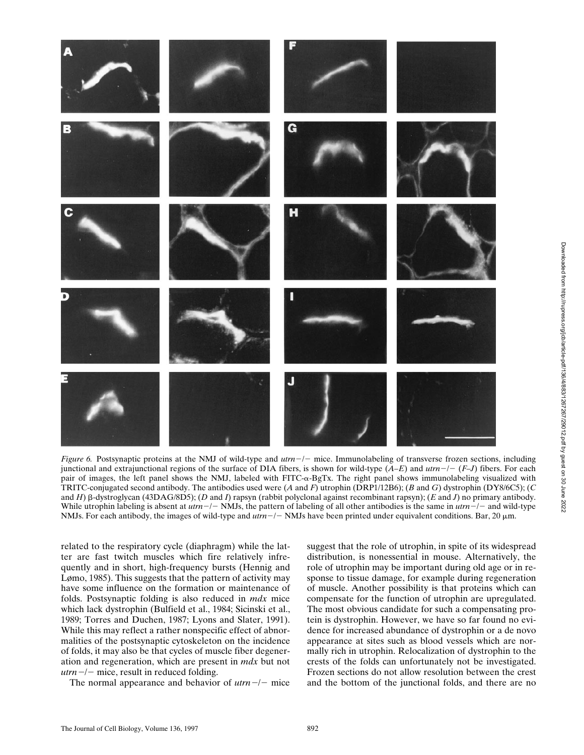*Figure 6.* Postsynaptic proteins at the NMJ of wild-type and *utrn*−/− mice. Immunolabeling of transverse frozen sections, including junctional and extrajunctional regions of the surface of DIA fibers, is shown for wild-type (*A–E*) and *utrn*−/− (*F–J*) fibers. For each pair of images, the left panel shows the NMJ, labeled with FITC-α-BgTx. The right panel shows immunolabeling visualized with TRITC-conjugated second antibody. The antibodies used were (*A* and *F*) utrophin (DRP1/12B6); (*B* and *G*) dystrophin (DY8/6C5); (*C* and *H*) β-dystroglycan (43DAG/8D5); (*D* and *I*) rapsyn (rabbit polyclonal against recombinant rapsyn); (*E* and *J*) no primary antibody. While utrophin labeling is absent at *utrn*−/− NMJs, the pattern of labeling of all other antibodies is the same in *utrn*−/− and wild-type NMJs. For each antibody, the images of wild-type and *utrn*−/− NMJs have been printed under equivalent conditions. Bar, 20 μm.

related to the respiratory cycle (diaphragm) while the latter are fast twitch muscles which fire relatively infrequently and in short, high-frequency bursts (Hennig and Lømo, 1985). This suggests that the pattern of activity may have some influence on the formation or maintenance of folds. Postsynaptic folding is also reduced in *mdx* mice which lack dystrophin (Bulfield et al., 1984; Sicinski et al., 1989; Torres and Duchen, 1987; Lyons and Slater, 1991). While this may reflect a rather nonspecific effect of abnormalities of the postsynaptic cytoskeleton on the incidence of folds, it may also be that cycles of muscle fiber degeneration and regeneration, which are present in *mdx* but not *utrn*−/− mice, result in reduced folding.

The normal appearance and behavior of *utrn*−/− mice suggest that the role of utrophin, in spite of its widespread distribution, is nonessential in mouse. Alternatively, the role of utrophin may be important during old age or in response to tissue damage, for example during regeneration of muscle. Another possibility is that proteins which can compensate for the function of utrophin are upregulated. The most obvious candidate for such a compensating protein is dystrophin. However, we have so far found no evidence for increased abundance of dystrophin or a de novo appearance at sites such as blood vessels which are normally rich in utrophin. Relocalization of dystrophin to the crests of the folds can unfortunately not be investigated. Frozen sections do not allow resolution between the crest and the bottom of the junctional folds, and there are no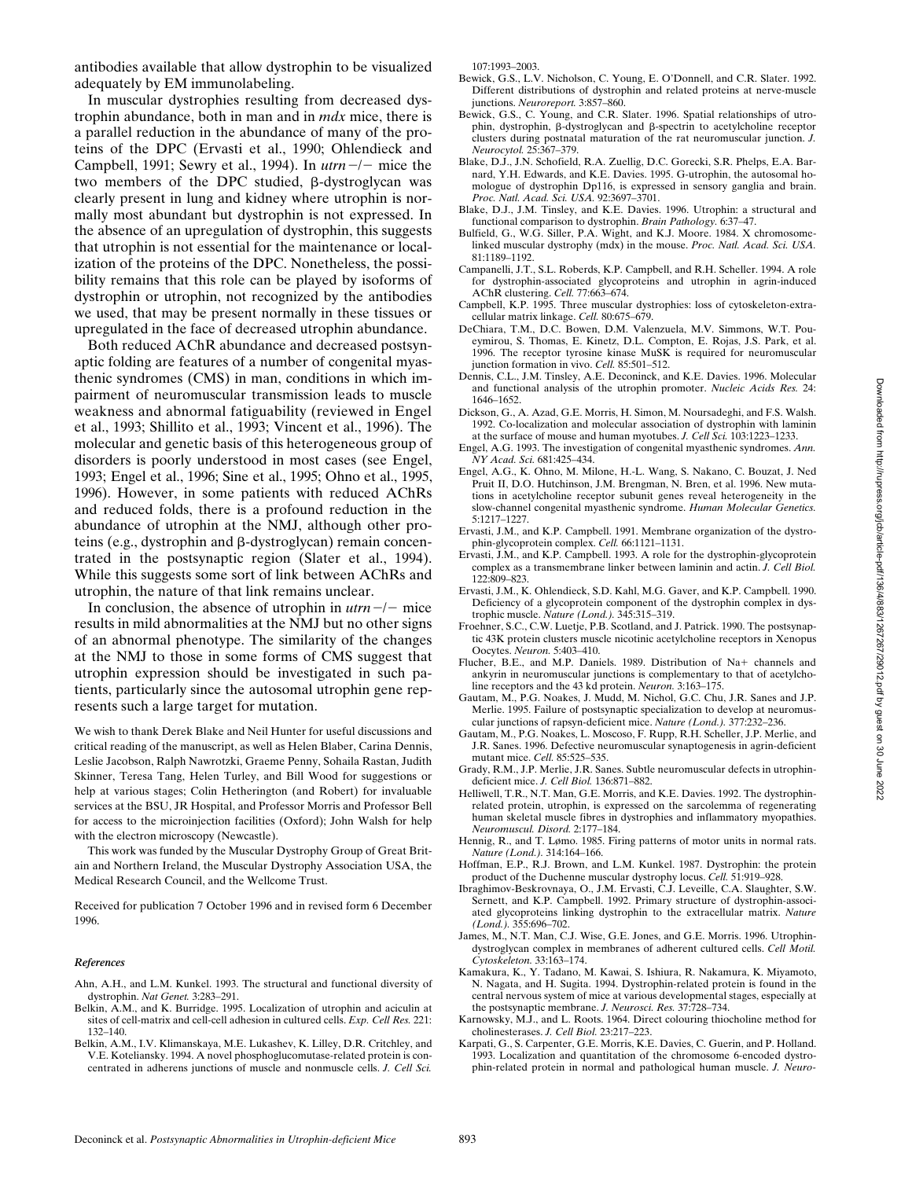antibodies available that allow dystrophin to be visualized adequately by EM immunolabeling.

In muscular dystrophies resulting from decreased dystrophin abundance, both in man and in *mdx* mice, there is a parallel reduction in the abundance of many of the proteins of the DPC (Ervasti et al., 1990; Ohlendieck and Campbell, 1991; Sewry et al., 1994). In *utrn*−/− mice the two members of the DPC studied, β-dystroglycan was clearly present in lung and kidney where utrophin is normally most abundant but dystrophin is not expressed. In the absence of an upregulation of dystrophin, this suggests that utrophin is not essential for the maintenance or localization of the proteins of the DPC. Nonetheless, the possibility remains that this role can be played by isoforms of dystrophin or utrophin, not recognized by the antibodies we used, that may be present normally in these tissues or upregulated in the face of decreased utrophin abundance.

Both reduced AChR abundance and decreased postsynaptic folding are features of a number of congenital myasthenic syndromes (CMS) in man, conditions in which impairment of neuromuscular transmission leads to muscle weakness and abnormal fatiguability (reviewed in Engel et al., 1993; Shillito et al., 1993; Vincent et al., 1996). The molecular and genetic basis of this heterogeneous group of disorders is poorly understood in most cases (see Engel, 1993; Engel et al., 1996; Sine et al., 1995; Ohno et al., 1995, 1996). However, in some patients with reduced AChRs and reduced folds, there is a profound reduction in the abundance of utrophin at the NMJ, although other proteins (e.g., dystrophin and β-dystroglycan) remain concentrated in the postsynaptic region (Slater et al., 1994). While this suggests some sort of link between AChRs and utrophin, the nature of that link remains unclear.

In conclusion, the absence of utrophin in *utrn*−/− mice results in mild abnormalities at the NMJ but no other signs of an abnormal phenotype. The similarity of the changes at the NMJ to those in some forms of CMS suggest that utrophin expression should be investigated in such patients, particularly since the autosomal utrophin gene represents such a large target for mutation.

We wish to thank Derek Blake and Neil Hunter for useful discussions and critical reading of the manuscript, as well as Helen Blaber, Carina Dennis, Leslie Jacobson, Ralph Nawrotzki, Graeme Penny, Sohaila Rastan, Judith Skinner, Teresa Tang, Helen Turley, and Bill Wood for suggestions or help at various stages; Colin Hetherington (and Robert) for invaluable services at the BSU, JR Hospital, and Professor Morris and Professor Bell for access to the microinjection facilities (Oxford); John Walsh for help with the electron microscopy (Newcastle).

This work was funded by the Muscular Dystrophy Group of Great Britain and Northern Ireland, the Muscular Dystrophy Association USA, the Medical Research Council, and the Wellcome Trust.

Received for publication 7 October 1996 and in revised form 6 December 1996.

### *References*

Ahn, A.H., and L.M. Kunkel. 1993. The structural and functional diversity of dystrophin. *Nat Genet.* 3:283–291.

Belkin, A.M., and K. Burridge. 1995. Localization of utrophin and aciculin at sites of cell-matrix and cell-cell adhesion in cultured cells. *Exp. Cell Res.* 221: 132–140.

Belkin, A.M., I.V. Klimanskaya, M.E. Lukashev, K. Lilley, D.R. Critchley, and V.E. Koteliansky. 1994. A novel phosphoglucomutase-related protein is concentrated in adherens junctions of muscle and nonmuscle cells. *J. Cell Sci.* 107:1993–2003.

Bewick, G.S., L.V. Nicholson, C. Young, E. O'Donnell, and C.R. Slater. 1992. Different distributions of dystrophin and related proteins at nerve-muscle junctions. *Neuroreport.* 3:857–860.

Bewick, G.S., C. Young, and C.R. Slater. 1996. Spatial relationships of utrophin, dystrophin, β-dystroglycan and β-spectrin to acetylcholine receptor clusters during postnatal maturation of the rat neuromuscular junction. *J. Neurocytol.* 25:367–379.

Blake, D.J., J.N. Schofield, R.A. Zuellig, D.C. Gorecki, S.R. Phelps, E.A. Barnard, Y.H. Edwards, and K.E. Davies. 1995. G-utrophin, the autosomal homologue of dystrophin Dp116, is expressed in sensory ganglia and brain. *Proc. Natl. Acad. Sci. USA.* 92:3697–3701.

Blake, D.J., J.M. Tinsley, and K.E. Davies. 1996. Utrophin: a structural and functional comparison to dystrophin. *Brain Pathology.* 6:37–47.

Bulfield, G., W.G. Siller, P.A. Wight, and K.J. Moore. 1984. X chromosome-linked muscular dystrophy (mdx) in the mouse. *Proc. Natl. Acad. Sci. USA.* 81:1189–1192.

Campanelli, J.T., S.L. Roberds, K.P. Campbell, and R.H. Scheller. 1994. A role for dystrophin-associated glycoproteins and utrophin in agrin-induced AChR clustering. *Cell.* 77:663–674.

Campbell, K.P. 1995. Three muscular dystrophies: loss of cytoskeleton-extracellular matrix linkage. *Cell.* 80:675–679.

DeChiara, T.M., D.C. Bowen, D.M. Valenzuela, M.V. Simmons, W.T. Poueymirou, S. Thomas, E. Kinetz, D.L. Compton, E. Rojas, J.S. Park, et al. 1996. The receptor tyrosine kinase MuSK is required for neuromuscular junction formation in vivo. *Cell.* 85:501–512.

Dennis, C.L., J.M. Tinsley, A.E. Deconinck, and K.E. Davies. 1996. Molecular and functional analysis of the utrophin promoter. *Nucleic Acids Res.* 24: 1646–1652.

Dickson, G., A. Azad, G.E. Morris, H. Simon, M. Noursadeghi, and F.S. Walsh. 1992. Co-localization and molecular association of dystrophin with laminin at the surface of mouse and human myotubes. *J. Cell Sci.* 103:1223–1233.

Engel, A.G. 1993. The investigation of congenital myasthenic syndromes. *Ann. NY Acad. Sci.* 681:425–434.

Engel, A.G., K. Ohno, M. Milone, H.-L. Wang, S. Nakano, C. Bouzat, J. Ned Pruit II, D.O. Hutchinson, J.M. Brengman, N. Bren, et al. 1996. New mutations in acetylcholine receptor subunit genes reveal heterogeneity in the slow-channel congenital myasthenic syndrome. *Human Molecular Genetics.* 5:1217–1227.

Ervasti, J.M., and K.P. Campbell. 1991. Membrane organization of the dystrophin-glycoprotein complex. *Cell.* 66:1121–1131.

Ervasti, J.M., and K.P. Campbell. 1993. A role for the dystrophin-glycoprotein complex as a transmembrane linker between laminin and actin. *J. Cell Biol.* 122:809–823.

Ervasti, J.M., K. Ohlendieck, S.D. Kahl, M.G. Gaver, and K.P. Campbell. 1990. Deficiency of a glycoprotein component of the dystrophin complex in dystrophic muscle. *Nature (Lond.).* 345:315–319.

Froehner, S.C., C.W. Luetje, P.B. Scotland, and J. Patrick. 1990. The postsynaptic 43K protein clusters muscle nicotinic acetylcholine receptors in Xenopus Oocytes. *Neuron.* 5:403–410.

Flucher, B.E., and M.P. Daniels. 1989. Distribution of Na+ channels and ankyrin in neuromuscular junctions is complementary to that of acetylcholine receptors and the 43 kd protein. *Neuron.* 3:163–175.

Gautam, M., P.G. Noakes, J. Mudd, M. Nichol, G.C. Chu, J.R. Sanes and J.P. Merlie. 1995. Failure of postsynaptic specialization to develop at neuromuscular junctions of rapsyn-deficient mice. *Nature (Lond.).* 377:232–236.

Gautam, M., P.G. Noakes, L. Moscoso, F. Rupp, R.H. Scheller, J.P. Merlie, and J.R. Sanes. 1996. Defective neuromuscular synaptogenesis in agrin-deficient mutant mice. *Cell.* 85:525–535.

Grady, R.M., J.P. Merlie, J.R. Sanes. Subtle neuromuscular defects in utrophin-deficient mice. *J. Cell Biol.* 136:871–882.

Helliwell, T.R., N.T. Man, G.E. Morris, and K.E. Davies. 1992. The dystrophin-related protein, utrophin, is expressed on the sarcolemma of regenerating human skeletal muscle fibres in dystrophies and inflammatory myopathies. *Neuromuscul. Disord.* 2:177–184.

Hennig, R., and T. Lømo. 1985. Firing patterns of motor units in normal rats. *Nature (Lond.).* 314:164–166.

Hoffman, E.P., R.J. Brown, and L.M. Kunkel. 1987. Dystrophin: the protein product of the Duchenne muscular dystrophy locus. *Cell.* 51:919–928.

Ibraghimov-Beskrovnaya, O., J.M. Ervasti, C.J. Leveille, C.A. Slaughter, S.W. Sernett, and K.P. Campbell. 1992. Primary structure of dystrophin-associated glycoproteins linking dystrophin to the extracellular matrix. *Nature (Lond.).* 355:696–702.

James, M., N.T. Man, C.J. Wise, G.E. Jones, and G.E. Morris. 1996. Utrophin-dystroglycan complex in membranes of adherent cultured cells. *Cell Motil. Cytoskeleton.* 33:163–174.

Kamakura, K., Y. Tadano, M. Kawai, S. Ishiura, R. Nakamura, K. Miyamoto, N. Nagata, and H. Sugita. 1994. Dystrophin-related protein is found in the central nervous system of mice at various developmental stages, especially at the postsynaptic membrane. *J. Neurosci. Res.* 37:728–734.

Karnowsky, M.J., and L. Roots. 1964. Direct colouring thiocholine method for cholinesterases. *J. Cell Biol.* 23:217–223.

Karpati, G., S. Carpenter, G.E. Morris, K.E. Davies, C. Guerin, and P. Holland. 1993. Localization and quantitation of the chromosome 6-encoded dystrophin-related protein in normal and pathological human muscle. *J. Neuro-*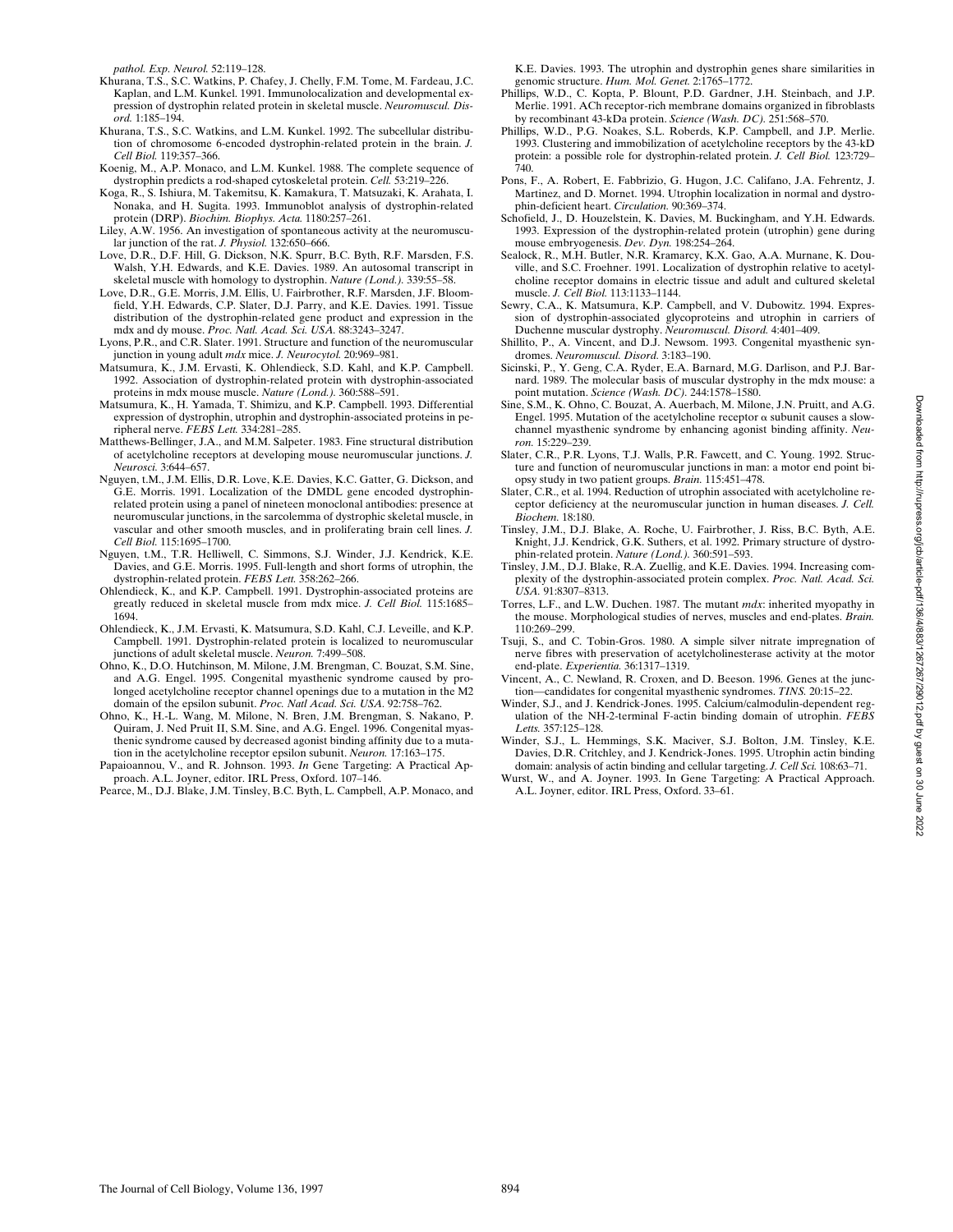pathol. Exp. Neurol. 52:119–128.

Khurana, T.S., S.C. Watkins, P. Chafey, J. Chelly, F.M. Tome, M. Fardeau, J.C. Kaplan, and L.M. Kunkel. 1991. Immunolocalization and developmental expression of dystrophin related protein in skeletal muscle. *Neuromuscul. Disord.* 1:185–194.

Khurana, T.S., S.C. Watkins, and L.M. Kunkel. 1992. The subcellular distribution of chromosome 6-encoded dystrophin-related protein in the brain. *J. Cell Biol.* 119:357–366.

Koenig, M., A.P. Monaco, and L.M. Kunkel. 1988. The complete sequence of dystrophin predicts a rod-shaped cytoskeletal protein. *Cell.* 53:219–226.

Koga, R., S. Ishiura, M. Takemitsu, K. Kamakura, T. Matsuzaki, K. Arahata, I. Nonaka, and H. Sugita. 1993. Immunoblot analysis of dystrophin-related protein (DRP). *Biochim. Biophys. Acta.* 1180:257–261.

Liley, A.W. 1956. An investigation of spontaneous activity at the neuromuscular junction of the rat. *J. Physiol.* 132:650–666.

Love, D.R., D.F. Hill, G. Dickson, N.K. Spurr, B.C. Byth, R.F. Marsden, F.S. Walsh, Y.H. Edwards, and K.E. Davies. 1989. An autosomal transcript in skeletal muscle with homology to dystrophin. *Nature (Lond.).* 339:55–58.

Love, D.R., G.E. Morris, J.M. Ellis, U. Fairbrother, R.F. Marsden, J.F. Bloomfield, Y.H. Edwards, C.P. Slater, D.J. Parry, and K.E. Davies. 1991. Tissue distribution of the dystrophin-related gene product and expression in the mdx and dy mouse. *Proc. Natl. Acad. Sci. USA.* 88:3243–3247.

Lyons, P.R., and C.R. Slater. 1991. Structure and function of the neuromuscular junction in young adult *mdx* mice. *J. Neurocytol.* 20:969–981.

Matsumura, K., J.M. Ervasti, K. Ohlendieck, S.D. Kahl, and K.P. Campbell. 1992. Association of dystrophin-related protein with dystrophin-associated proteins in mdx mouse muscle. *Nature (Lond.).* 360:588–591.

Matsumura, K., H. Yamada, T. Shimizu, and K.P. Campbell. 1993. Differential expression of dystrophin, utrophin and dystrophin-associated proteins in peripheral nerve. *FEBS Lett.* 334:281–285.

Matthews-Bellinger, J.A., and M.M. Salpeter. 1983. Fine structural distribution of acetylcholine receptors at developing mouse neuromuscular junctions. *J. Neurosci.* 3:644–657.

Nguyen, t.M., J.M. Ellis, D.R. Love, K.E. Davies, K.C. Gatter, G. Dickson, and G.E. Morris. 1991. Localization of the DMDL gene encoded dystrophin-related protein using a panel of nineteen monoclonal antibodies: presence at neuromuscular junctions, in the sarcolemma of dystrophic skeletal muscle, in vascular and other smooth muscles, and in proliferating brain cell lines. *J. Cell Biol.* 115:1695–1700.

Nguyen, t.M., T.R. Helliwell, C. Simmons, S.J. Winder, J.J. Kendrick, K.E. Davies, and G.E. Morris. 1995. Full-length and short forms of utrophin, the dystrophin-related protein. *FEBS Lett.* 358:262–266.

Ohlendieck, K., and K.P. Campbell. 1991. Dystrophin-associated proteins are greatly reduced in skeletal muscle from mdx mice. *J. Cell Biol.* 115:1685–1694.

Ohlendieck, K., J.M. Ervasti, K. Matsumura, S.D. Kahl, C.J. Leveille, and K.P. Campbell. 1991. Dystrophin-related protein is localized to neuromuscular junctions of adult skeletal muscle. *Neuron.* 7:499–508.

Ohno, K., D.O. Hutchinson, M. Milone, J.M. Brengman, C. Bouzat, S.M. Sine, and A.G. Engel. 1995. Congenital myasthenic syndrome caused by prolonged acetylcholine receptor channel openings due to a mutation in the M2 domain of the epsilon subunit. *Proc. Natl Acad. Sci. USA.* 92:758–762.

Ohno, K., H.-L. Wang, M. Milone, N. Bren, J.M. Brengman, S. Nakano, P. Quiram, J. Ned Pruit II, S.M. Sine, and A.G. Engel. 1996. Congenital myasthenic syndrome caused by decreased agonist binding affinity due to a mutation in the acetylcholine receptor epsilon subunit. *Neuron.* 17:163–175.

Papaioannou, V., and R. Johnson. 1993. *In* Gene Targeting: A Practical Approach. A.L. Joyner, editor. IRL Press, Oxford. 107–146.

Pearce, M., D.J. Blake, J.M. Tinsley, B.C. Byth, L. Campbell, A.P. Monaco, and K.E. Davies. 1993. The utrophin and dystrophin genes share similarities in genomic structure. *Hum. Mol. Genet.* 2:1765–1772.

Phillips, W.D., C. Kopta, P. Blount, P.D. Gardner, J.H. Steinbach, and J.P. Merlie. 1991. ACh receptor-rich membrane domains organized in fibroblasts by recombinant 43-kDa protein. *Science (Wash. DC).* 251:568–570.

Phillips, W.D., P.G. Noakes, S.L. Roberds, K.P. Campbell, and J.P. Merlie. 1993. Clustering and immobilization of acetylcholine receptors by the 43-kD protein: a possible role for dystrophin-related protein. *J. Cell Biol.* 123:729–740.

Pons, F., A. Robert, E. Fabbrizio, G. Hugon, J.C. Califano, J.A. Fehrentz, J. Martinez, and D. Mornet. 1994. Utrophin localization in normal and dystrophin-deficient heart. *Circulation.* 90:369–374.

Schofield, J., D. Houzelstein, K. Davies, M. Buckingham, and Y.H. Edwards. 1993. Expression of the dystrophin-related protein (utrophin) gene during mouse embryogenesis. *Dev. Dyn.* 198:254–264.

Sealock, R., M.H. Butler, N.R. Kramarcy, K.X. Gao, A.A. Murnane, K. Douville, and S.C. Froehner. 1991. Localization of dystrophin relative to acetylcholine receptor domains in electric tissue and adult and cultured skeletal muscle. *J. Cell Biol.* 113:1133–1144.

Sewry, C.A., K. Matsumura, K.P. Campbell, and V. Dubowitz. 1994. Expression of dystrophin-associated glycoproteins and utrophin in carriers of Duchenne muscular dystrophy. *Neuromuscul. Disord.* 4:401–409.

Shillito, P., A. Vincent, and D.J. Newsom. 1993. Congenital myasthenic syndromes. *Neuromuscul. Disord.* 3:183–190.

Sicinski, P., Y. Geng, C.A. Ryder, E.A. Barnard, M.G. Darlison, and P.J. Barnard. 1989. The molecular basis of muscular dystrophy in the mdx mouse: a point mutation. *Science (Wash. DC).* 244:1578–1580.

Sine, S.M., K. Ohno, C. Bouzat, A. Auerbach, M. Milone, J.N. Pruitt, and A.G. Engel. 1995. Mutation of the acetylcholine receptor α subunit causes a slow-channel myasthenic syndrome by enhancing agonist binding affinity. *Neuron.* 15:229–239.

Slater, C.R., P.R. Lyons, T.J. Walls, P.R. Fawcett, and C. Young. 1992. Structure and function of neuromuscular junctions in man: a motor end point biopsy study in two patient groups. *Brain.* 115:451–478.

Slater, C.R., et al. 1994. Reduction of utrophin associated with acetylcholine receptor deficiency at the neuromuscular junction in human diseases. *J. Cell. Biochem.* 18:180.

Tinsley, J.M., D.J. Blake, A. Roche, U. Fairbrother, J. Riss, B.C. Byth, A.E. Knight, J.J. Kendrick, G.K. Suthers, et al. 1992. Primary structure of dystrophin-related protein. *Nature (Lond.).* 360:591–593.

Tinsley, J.M., D.J. Blake, R.A. Zuellig, and K.E. Davies. 1994. Increasing complexity of the dystrophin-associated protein complex. *Proc. Natl. Acad. Sci. USA.* 91:8307–8313.

Torres, L.F., and L.W. Duchen. 1987. The mutant *mdx*: inherited myopathy in the mouse. Morphological studies of nerves, muscles and end-plates. *Brain.* 110:269–299.

Tsuji, S., and C. Tobin-Gros. 1980. A simple silver nitrate impregnation of nerve fibres with preservation of acetylcholinesterase activity at the motor end-plate. *Experientia.* 36:1317–1319.

Vincent, A., C. Newland, R. Croxen, and D. Beeson. 1996. Genes at the junction—candidates for congenital myasthenic syndromes. *TINS.* 20:15–22.

Winder, S.J., and J. Kendrick-Jones. 1995. Calcium/calmodulin-dependent regulation of the NH-2-terminal F-actin binding domain of utrophin. *FEBS Letts.* 357:125–128.

Winder, S.J., L. Hemmings, S.K. Maciver, S.J. Bolton, J.M. Tinsley, K.E. Davies, D.R. Critchley, and J. Kendrick-Jones. 1995. Utrophin actin binding domain: analysis of actin binding and cellular targeting. *J. Cell Sci.* 108:63–71.

Wurst, W., and A. Joyner. 1993. In Gene Targeting: A Practical Approach. A.L. Joyner, editor. IRL Press, Oxford. 33–61.